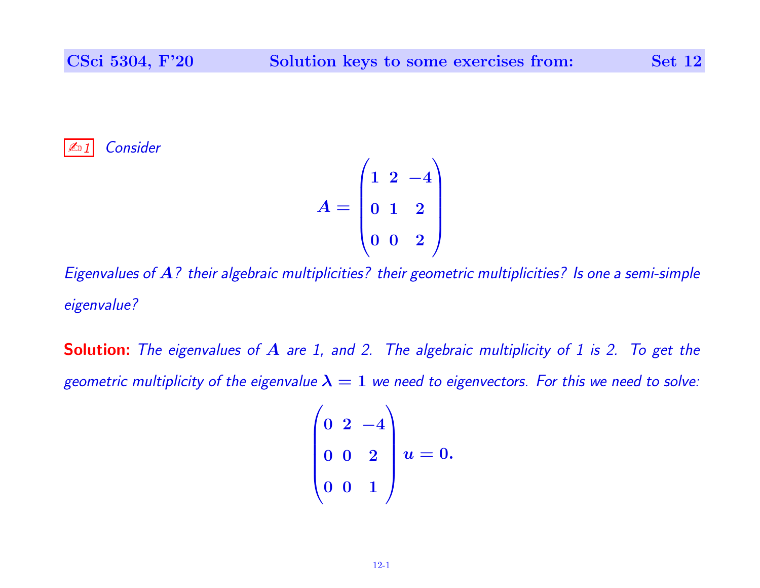✍1 *Consider*

$$A = \begin{pmatrix} 1 & 2 & -4 \\ 0 & 1 & 2 \\ 0 & 0 & 2 \end{pmatrix}$$

*Eigenvalues of $A$? their algebraic multiplicities? their geometric multiplicities? Is one a semi-simple eigenvalue?*

**Solution:** *The eigenvalues of $A$ are 1, and 2. The algebraic multiplicity of 1 is 2. To get the geometric multiplicity of the eigenvalue $\lambda = 1$ we need to eigenvectors. For this we need to solve:*

$$\begin{pmatrix} 0 & 2 & -4 \\ 0 & 0 & 2 \\ 0 & 0 & 1 \end{pmatrix} u = 0.$$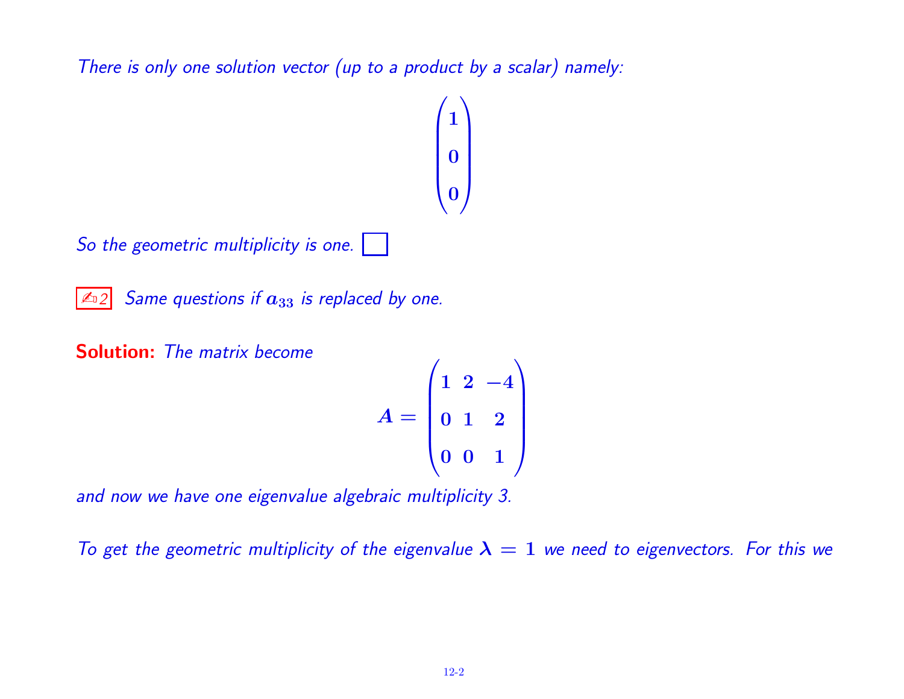*There is only one solution vector (up to a product by a scalar) namely:*

$$\begin{pmatrix} 1 \\ 0 \\ 0 \end{pmatrix}$$

*So the geometric multiplicity is one.* $\square$

✍2 *Same questions if $a_{33}$ is replaced by one.*

**Solution:** *The matrix become*

$$A = \begin{pmatrix} 1 & 2 & -4 \\ 0 & 1 & 2 \\ 0 & 0 & 1 \end{pmatrix}$$

*and now we have one eigenvalue algebraic multiplicity 3.*

*To get the geometric multiplicity of the eigenvalue $\lambda = 1$ we need to eigenvectors. For this we*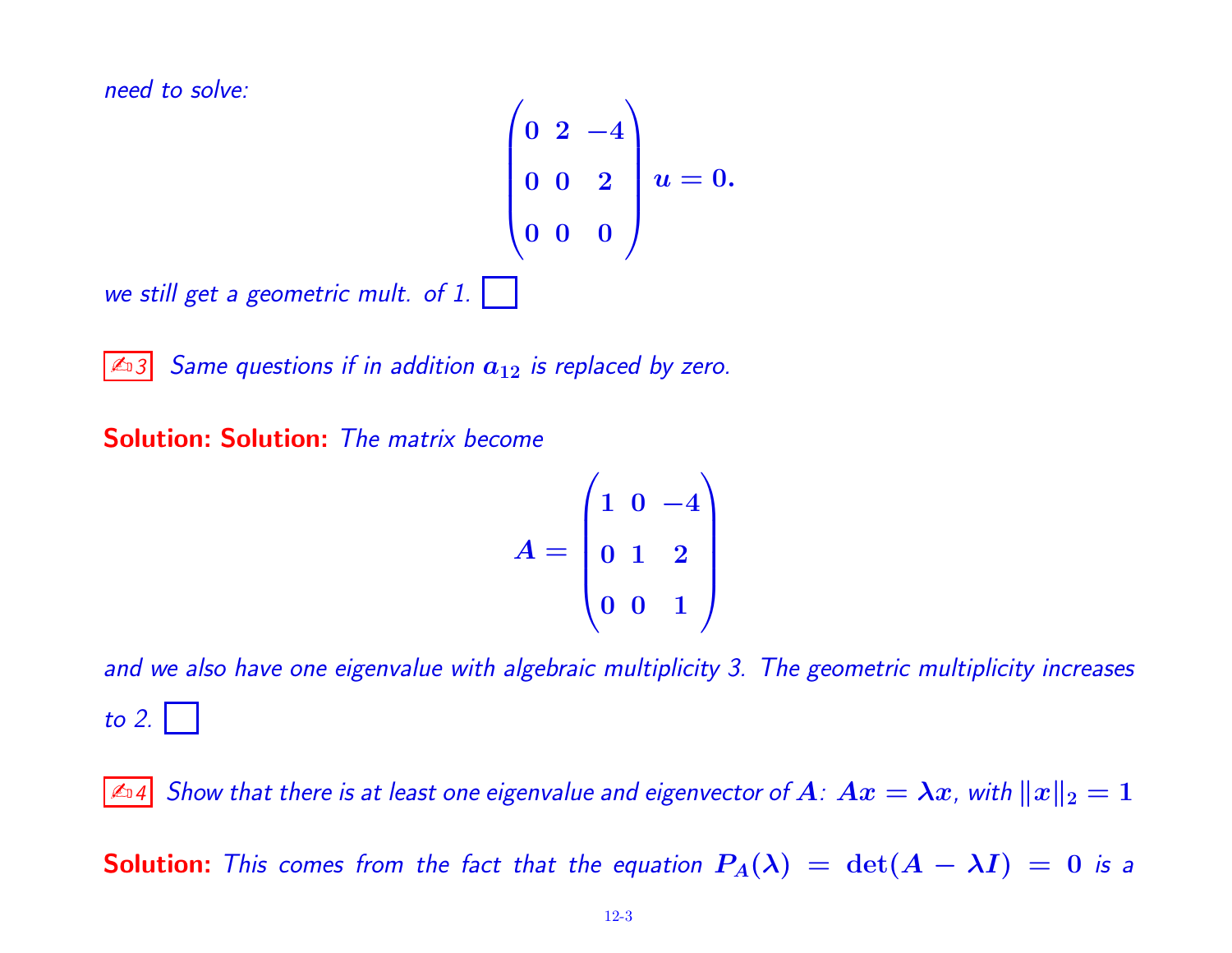*need to solve:*

$$\begin{pmatrix} 0 & 2 & -4 \\ 0 & 0 & 2 \\ 0 & 0 & 0 \end{pmatrix} u = 0.$$

*we still get a geometric mult. of 1.* ☐

✍3 *Same questions if in addition $a_{12}$ is replaced by zero.*

**Solution: Solution:** *The matrix become*

$$A = \begin{pmatrix} 1 & 0 & -4 \\ 0 & 1 & 2 \\ 0 & 0 & 1 \end{pmatrix}$$

*and we also have one eigenvalue with algebraic multiplicity 3. The geometric multiplicity increases to 2.* ☐

✍4 *Show that there is at least one eigenvalue and eigenvector of $A$: $Ax = \lambda x$, with $\|x\|_2 = 1$*

**Solution:** *This comes from the fact that the equation $P_A(\lambda) = \det(A - \lambda I) = 0$ is a*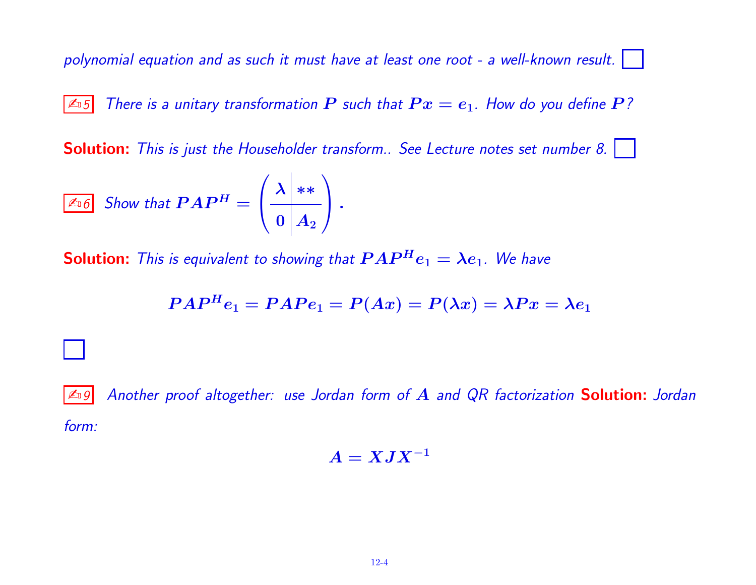*polynomial equation and as such it must have at least one root - a well-known result.* □

✍5 *There is a unitary transformation $P$ such that $Px = e_1$. How do you define $P$?*

**Solution:** *This is just the Householder transform.. See Lecture notes set number 8.* □

✍6 *Show that* $PAP^H = \left(\begin{array}{c|c} \lambda & ** \\ \hline 0 & A_2 \end{array}\right)$.

**Solution:** *This is equivalent to showing that $PAP^H e_1 = \lambda e_1$. We have*

$$PAP^H e_1 = PAPe_1 = P(Ax) = P(\lambda x) = \lambda Px = \lambda e_1$$

□

✍9 *Another proof altogether: use Jordan form of $A$ and QR factorization* **Solution:** *Jordan form:*

$$A = XJX^{-1}$$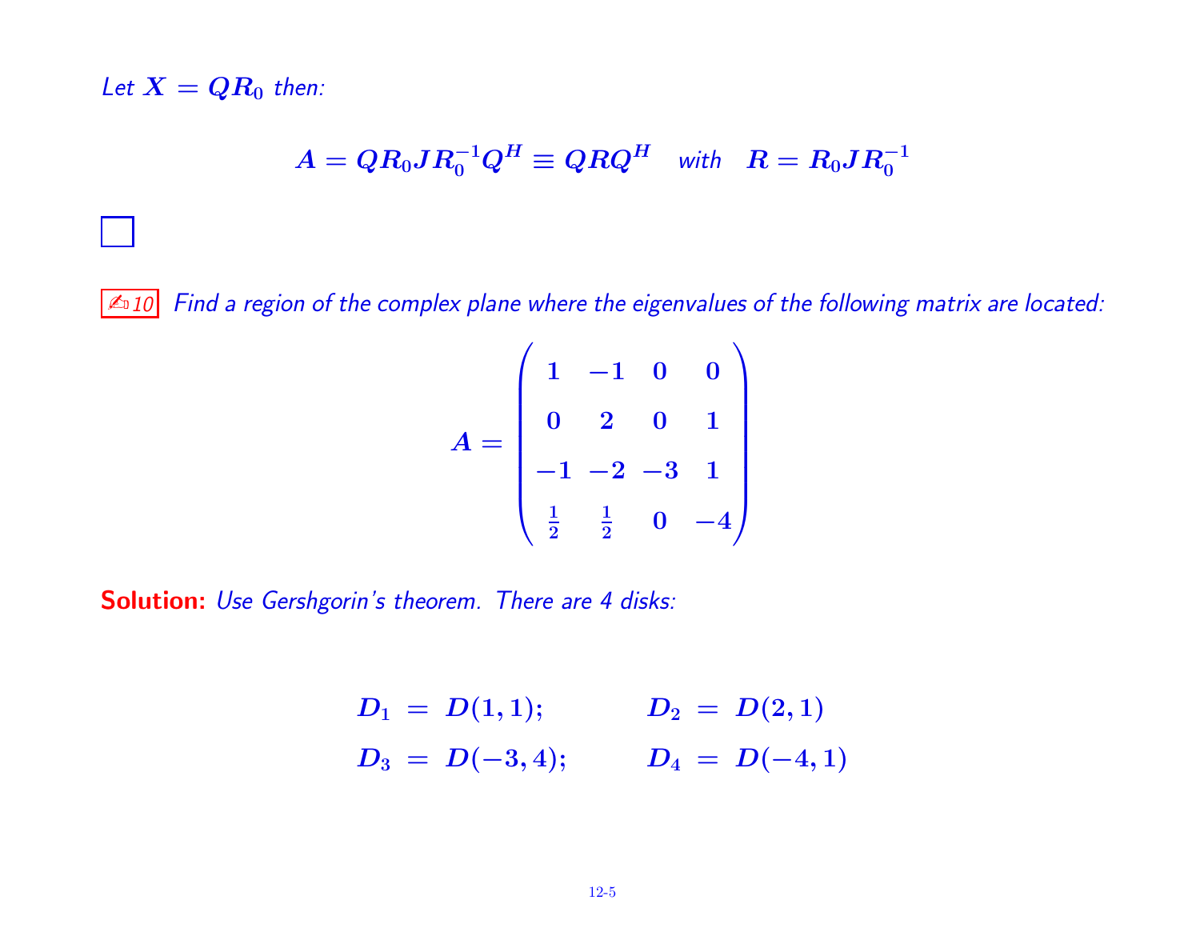*Let $X = QR_0$ then:*

$$A = QR_0JR_0^{-1}Q^H \equiv QRQ^H \quad \text{with} \quad R = R_0JR_0^{-1}$$

□

✍10 *Find a region of the complex plane where the eigenvalues of the following matrix are located:*

$$A = \begin{pmatrix} 1 & -1 & 0 & 0 \\ 0 & 2 & 0 & 1 \\ -1 & -2 & -3 & 1 \\ \frac{1}{2} & \frac{1}{2} & 0 & -4 \end{pmatrix}$$

**Solution:** *Use Gershgorin's theorem. There are 4 disks:*

$$D_1 = D(1,1); \qquad D_2 = D(2,1)$$
$$D_3 = D(-3,4); \qquad D_4 = D(-4,1)$$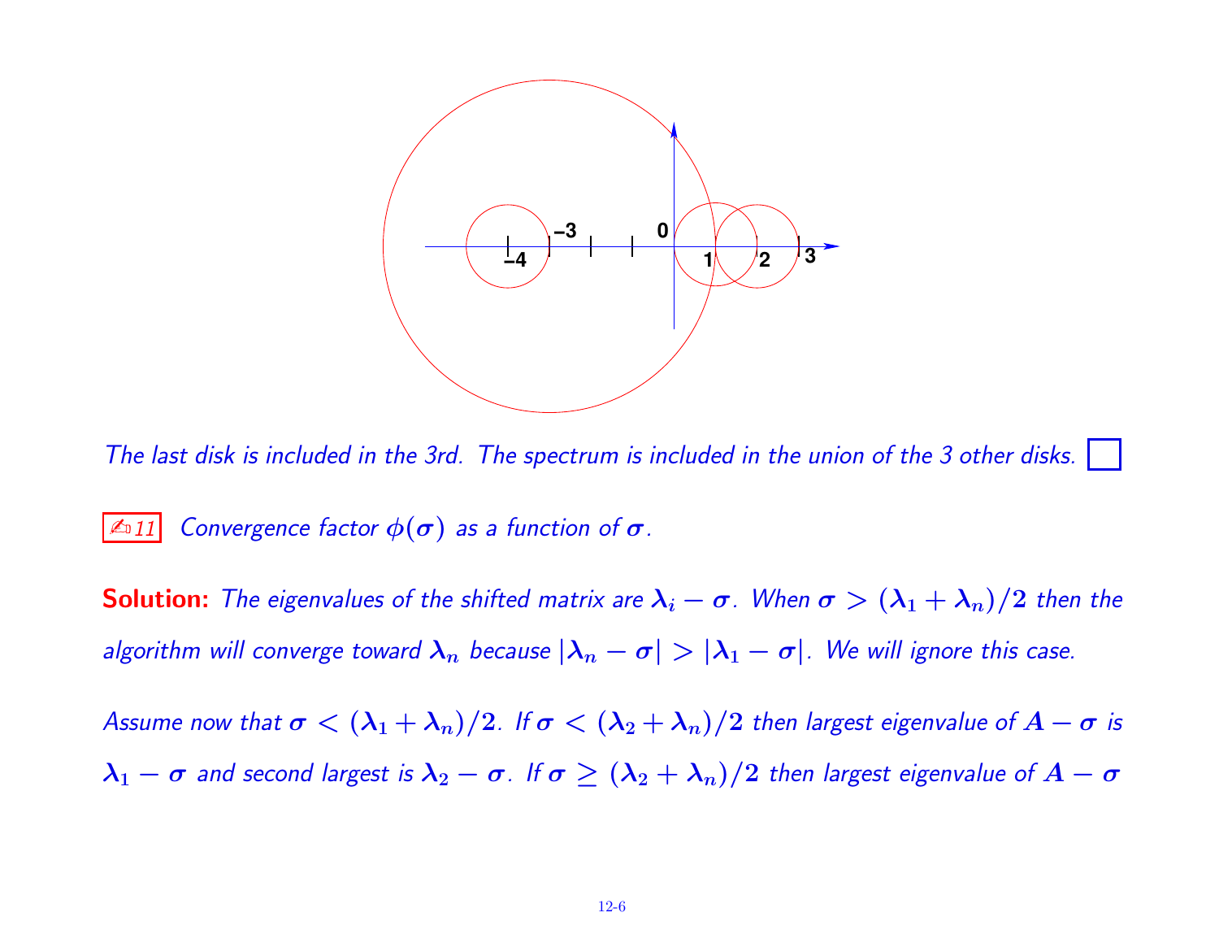The last disk is included in the 3rd. The spectrum is included in the union of the 3 other disks. ☐

✍11 Convergence factor $\phi(\sigma)$ as a function of $\sigma$.

**Solution:** *The eigenvalues of the shifted matrix are $\lambda_i - \sigma$. When $\sigma > (\lambda_1 + \lambda_n)/2$ then the algorithm will converge toward $\lambda_n$ because $|\lambda_n - \sigma| > |\lambda_1 - \sigma|$. We will ignore this case.*

*Assume now that $\sigma < (\lambda_1 + \lambda_n)/2$. If $\sigma < (\lambda_2 + \lambda_n)/2$ then largest eigenvalue of $A - \sigma$ is $\lambda_1 - \sigma$ and second largest is $\lambda_2 - \sigma$. If $\sigma \geq (\lambda_2 + \lambda_n)/2$ then largest eigenvalue of $A - \sigma$*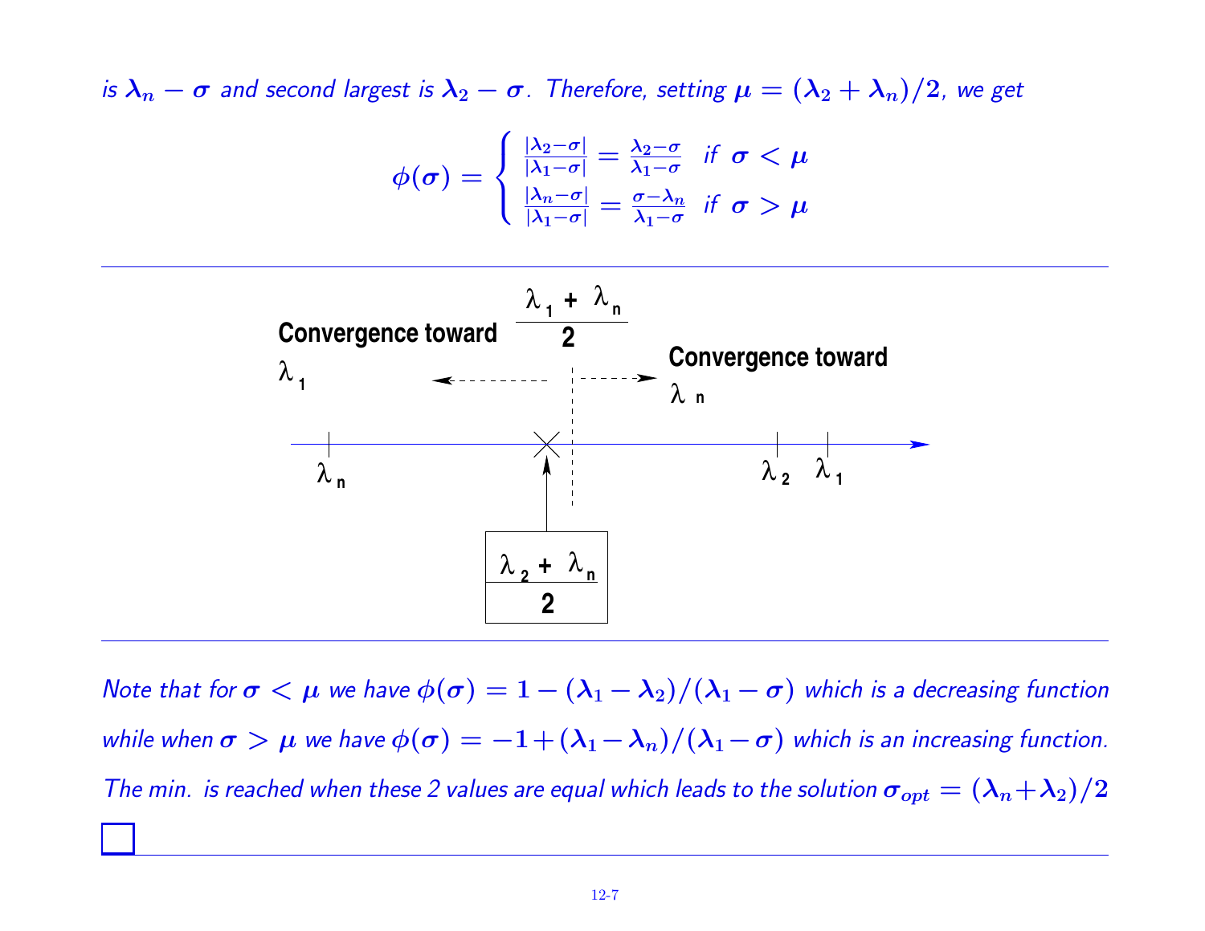*is $\lambda_n - \sigma$ and second largest is $\lambda_2 - \sigma$. Therefore, setting $\mu = (\lambda_2 + \lambda_n)/2$, we get*

$$\phi(\sigma) = \begin{cases} \frac{|\lambda_2 - \sigma|}{|\lambda_1 - \sigma|} = \frac{\lambda_2 - \sigma}{\lambda_1 - \sigma} & \text{if } \sigma < \mu \\ \frac{|\lambda_n - \sigma|}{|\lambda_1 - \sigma|} = \frac{\sigma - \lambda_n}{\lambda_1 - \sigma} & \text{if } \sigma > \mu \end{cases}$$

---

**Convergence toward $\lambda_1$** ← $\frac{\lambda_1 + \lambda_n}{2}$ → **Convergence toward $\lambda_n$**

$\lambda_n$ ... $\lambda_2$ $\lambda_1$

$\frac{\lambda_2 + \lambda_n}{2}$

---

*Note that for $\sigma < \mu$ we have $\phi(\sigma) = 1 - (\lambda_1 - \lambda_2)/(\lambda_1 - \sigma)$ which is a decreasing function while when $\sigma > \mu$ we have $\phi(\sigma) = -1 + (\lambda_1 - \lambda_n)/(\lambda_1 - \sigma)$ which is an increasing function. The min. is reached when these 2 values are equal which leads to the solution $\sigma_{opt} = (\lambda_n + \lambda_2)/2$*

☐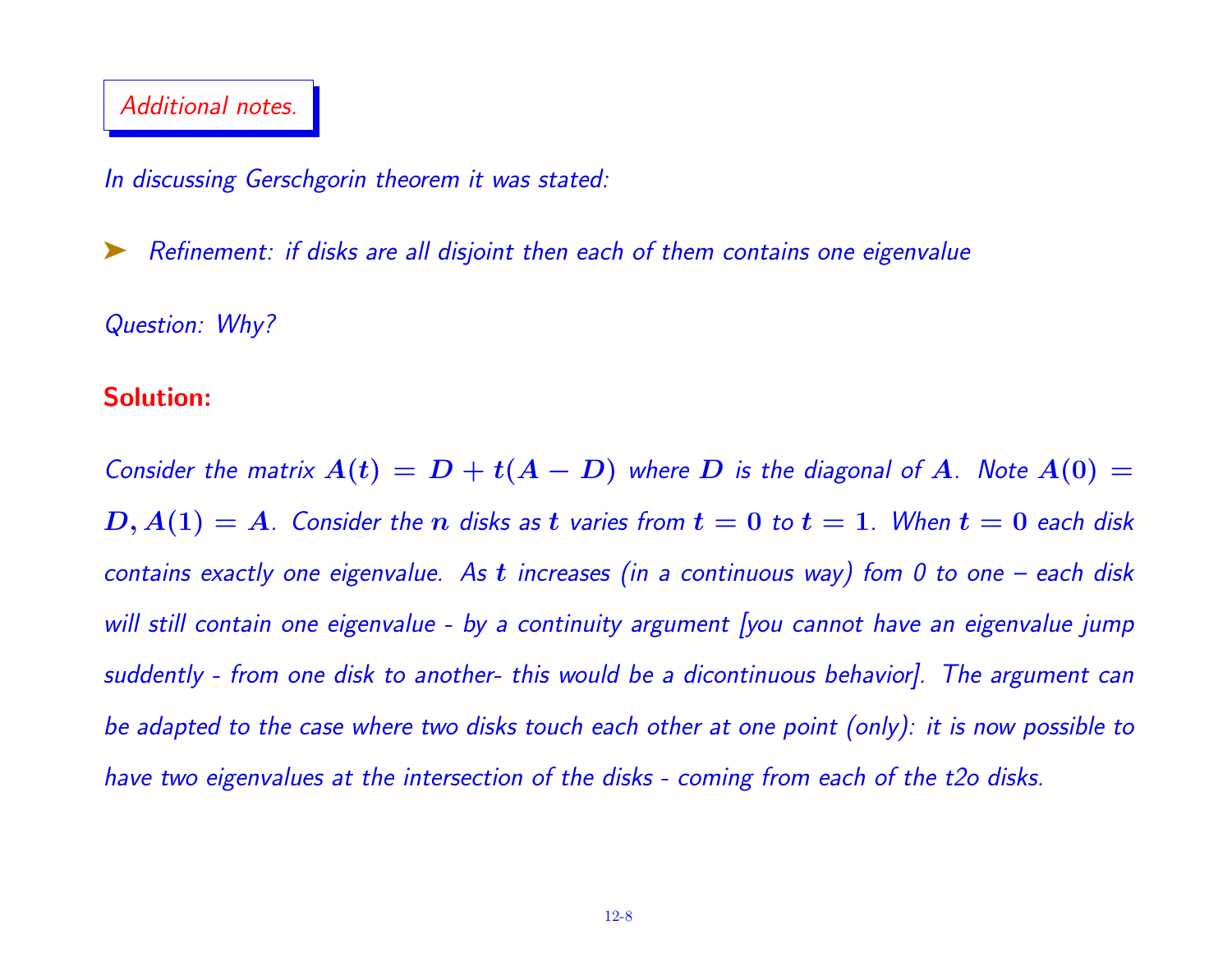*Additional notes.*

*In discussing Gerschgorin theorem it was stated:*

➤ *Refinement: if disks are all disjoint then each of them contains one eigenvalue*

*Question: Why?*

**Solution:**

*Consider the matrix $A(t) = D + t(A - D)$ where $D$ is the diagonal of $A$. Note $A(0) = D, A(1) = A$. Consider the $n$ disks as $t$ varies from $t = 0$ to $t = 1$. When $t = 0$ each disk contains exactly one eigenvalue. As $t$ increases (in a continuous way) fom 0 to one – each disk will still contain one eigenvalue - by a continuity argument [you cannot have an eigenvalue jump suddenly - from one disk to another- this would be a dicontinuous behavior]. The argument can be adapted to the case where two disks touch each other at one point (only): it is now possible to have two eigenvalues at the intersection of the disks - coming from each of the t2o disks.*